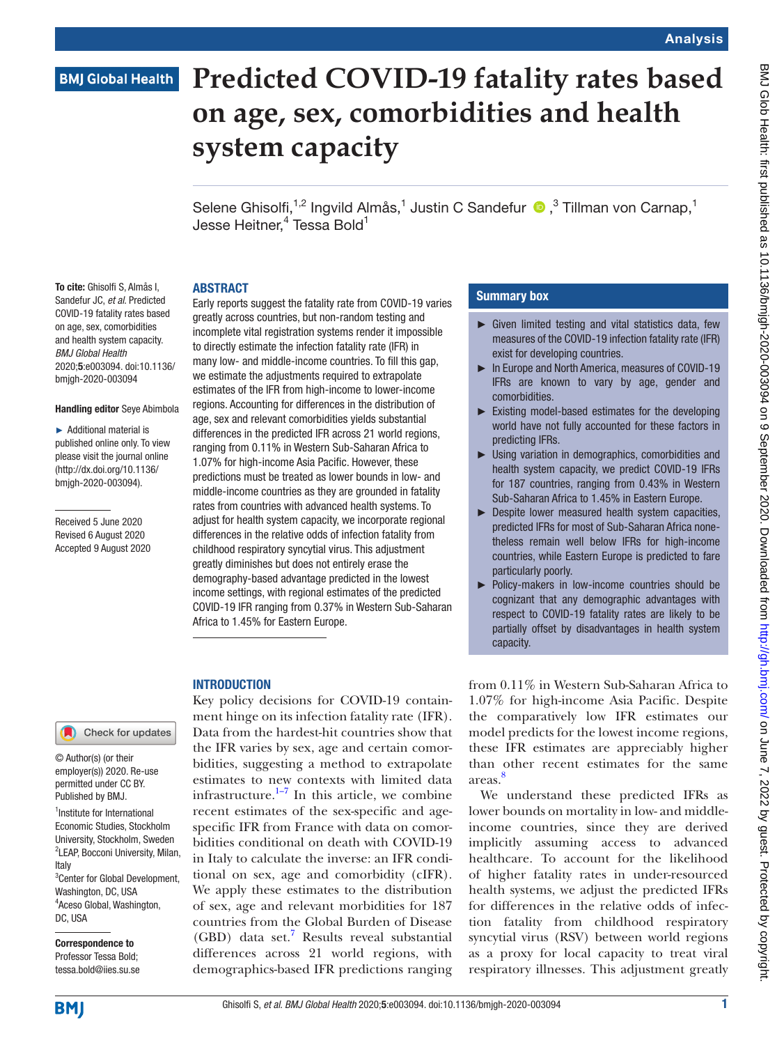# Predicted COVID-19 fatality rates based on age, sex, comorbidities and health system capacity

Selene Ghisolfi,[1,2] Ingvild Almås,[1] Justin C Sandefur,[3] Tillman von Carnap,[1] Jesse Heitner,[4] Tessa Bold[1]

**To cite:** Ghisolfi S, Almås I, Sandefur JC, *et al*. Predicted COVID-19 fatality rates based on age, sex, comorbidities and health system capacity. *BMJ Global Health* 2020;**5**:e003094. doi:10.1136/bmjgh-2020-003094

**Handling editor** Seye Abimbola

► Additional material is published online only. To view please visit the journal online (http://dx.doi.org/10.1136/bmjgh-2020-003094).

Received 5 June 2020
Revised 6 August 2020
Accepted 9 August 2020

© Author(s) (or their employer(s)) 2020. Re-use permitted under CC BY. Published by BMJ.

[1]Institute for International Economic Studies, Stockholm University, Stockholm, Sweden
[2]LEAP, Bocconi University, Milan, Italy
[3]Center for Global Development, Washington, DC, USA
[4]Aceso Global, Washington, DC, USA

**Correspondence to**
Professor Tessa Bold; tessa.bold@iies.su.se

## ABSTRACT

Early reports suggest the fatality rate from COVID-19 varies greatly across countries, but non-random testing and incomplete vital registration systems render it impossible to directly estimate the infection fatality rate (IFR) in many low- and middle-income countries. To fill this gap, we estimate the adjustments required to extrapolate estimates of the IFR from high-income to lower-income regions. Accounting for differences in the distribution of age, sex and relevant comorbidities yields substantial differences in the predicted IFR across 21 world regions, ranging from 0.11% in Western Sub-Saharan Africa to 1.07% for high-income Asia Pacific. However, these predictions must be treated as lower bounds in low- and middle-income countries as they are grounded in fatality rates from countries with advanced health systems. To adjust for health system capacity, we incorporate regional differences in the relative odds of infection fatality from childhood respiratory syncytial virus. This adjustment greatly diminishes but does not entirely erase the demography-based advantage predicted in the lowest income settings, with regional estimates of the predicted COVID-19 IFR ranging from 0.37% in Western Sub-Saharan Africa to 1.45% for Eastern Europe.

## Summary box

- Given limited testing and vital statistics data, few measures of the COVID-19 infection fatality rate (IFR) exist for developing countries.
- In Europe and North America, measures of COVID-19 IFRs are known to vary by age, gender and comorbidities.
- Existing model-based estimates for the developing world have not fully accounted for these factors in predicting IFRs.
- Using variation in demographics, comorbidities and health system capacity, we predict COVID-19 IFRs for 187 countries, ranging from 0.43% in Western Sub-Saharan Africa to 1.45% in Eastern Europe.
- Despite lower measured health system capacities, predicted IFRs for most of Sub-Saharan Africa nonetheless remain well below IFRs for high-income countries, while Eastern Europe is predicted to fare particularly poorly.
- Policy-makers in low-income countries should be cognizant that any demographic advantages with respect to COVID-19 fatality rates are likely to be partially offset by disadvantages in health system capacity.

## INTRODUCTION

Key policy decisions for COVID-19 containment hinge on its infection fatality rate (IFR). Data from the hardest-hit countries show that the IFR varies by sex, age and certain comorbidities, suggesting a method to extrapolate estimates to new contexts with limited data infrastructure.[1–7] In this article, we combine recent estimates of the sex-specific and age-specific IFR from France with data on comorbidities conditional on death with COVID-19 in Italy to calculate the inverse: an IFR conditional on sex, age and comorbidity (cIFR). We apply these estimates to the distribution of sex, age and relevant morbidities for 187 countries from the Global Burden of Disease (GBD) data set.[7] Results reveal substantial differences across 21 world regions, with demographics-based IFR predictions ranging from 0.11% in Western Sub-Saharan Africa to 1.07% for high-income Asia Pacific. Despite the comparatively low IFR estimates our model predicts for the lowest income regions, these IFR estimates are appreciably higher than other recent estimates for the same areas.[8]

We understand these predicted IFRs as lower bounds on mortality in low- and middle-income countries, since they are derived implicitly assuming access to advanced healthcare. To account for the likelihood of higher fatality rates in under-resourced health systems, we adjust the predicted IFRs for differences in the relative odds of infection fatality from childhood respiratory syncytial virus (RSV) between world regions as a proxy for local capacity to treat viral respiratory illnesses. This adjustment greatly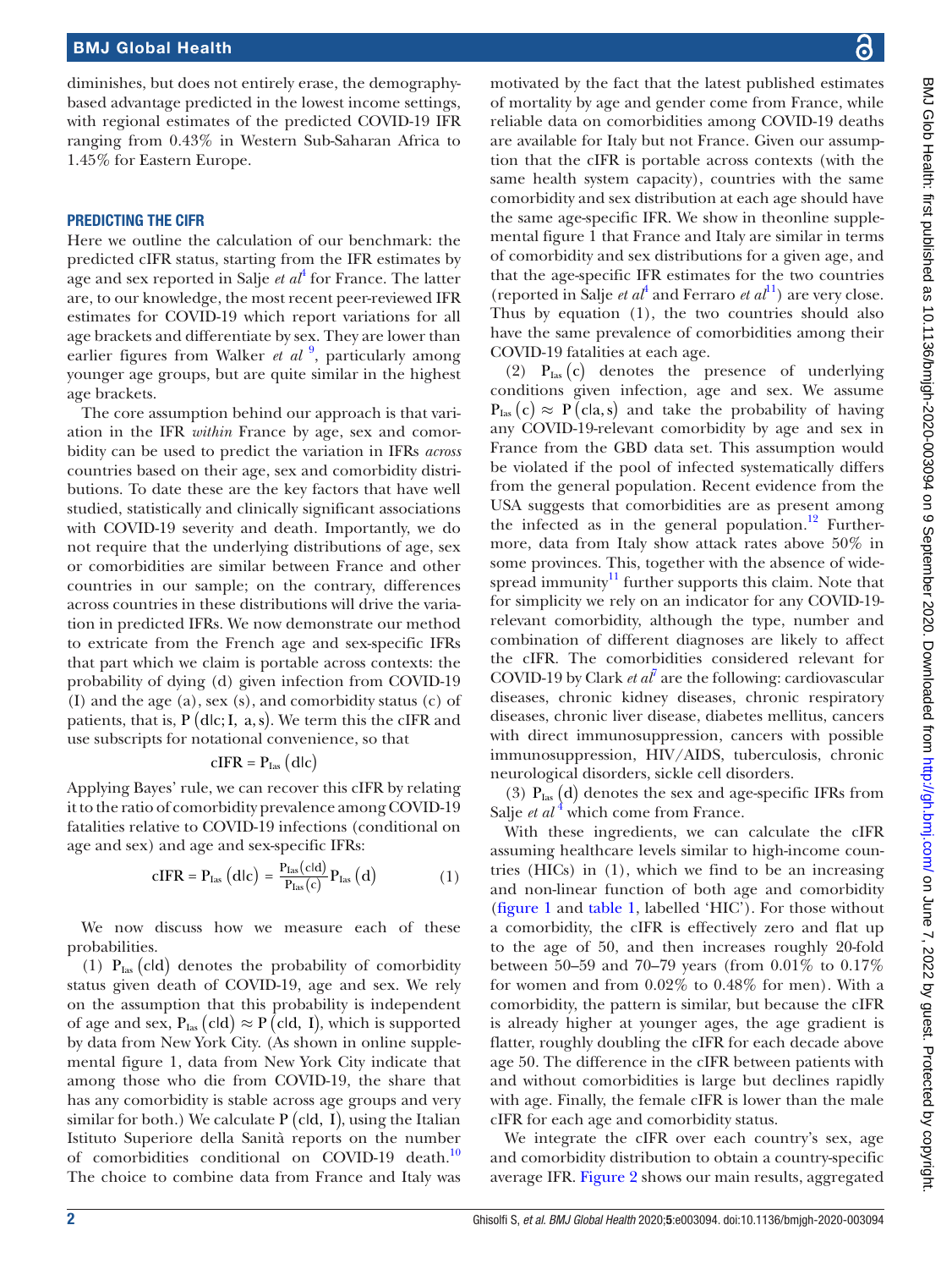diminishes, but does not entirely erase, the demography-based advantage predicted in the lowest income settings, with regional estimates of the predicted COVID-19 IFR ranging from 0.43% in Western Sub-Saharan Africa to 1.45% for Eastern Europe.

## PREDICTING THE CIFR

Here we outline the calculation of our benchmark: the predicted cIFR status, starting from the IFR estimates by age and sex reported in Salje *et al*[4] for France. The latter are, to our knowledge, the most recent peer-reviewed IFR estimates for COVID-19 which report variations for all age brackets and differentiate by sex. They are lower than earlier figures from Walker *et al* [9], particularly among younger age groups, but are quite similar in the highest age brackets.

The core assumption behind our approach is that variation in the IFR *within* France by age, sex and comorbidity can be used to predict the variation in IFRs *across* countries based on their age, sex and comorbidity distributions. To date these are the key factors that have well studied, statistically and clinically significant associations with COVID-19 severity and death. Importantly, we do not require that the underlying distributions of age, sex or comorbidities are similar between France and other countries in our sample; on the contrary, differences across countries in these distributions will drive the variation in predicted IFRs. We now demonstrate our method to extricate from the French age and sex-specific IFRs that part which we claim is portable across contexts: the probability of dying (d) given infection from COVID-19 (I) and the age (a), sex (s), and comorbidity status (c) of patients, that is, $P(d|c; I, a, s)$. We term this the cIFR and use subscripts for notational convenience, so that

$$\text{cIFR} = P_{Ias}(d|c)$$

Applying Bayes' rule, we can recover this cIFR by relating it to the ratio of comorbidity prevalence among COVID-19 fatalities relative to COVID-19 infections (conditional on age and sex) and age and sex-specific IFRs:

$$\text{cIFR} = P_{Ias}(d|c) = \frac{P_{Ias}(c|d)}{P_{Ias}(c)} P_{Ias}(d) \quad (1)$$

We now discuss how we measure each of these probabilities.

(1) $P_{Ias}(c|d)$ denotes the probability of comorbidity status given death of COVID-19, age and sex. We rely on the assumption that this probability is independent of age and sex, $P_{Ias}(c|d) \approx P(c|d, I)$, which is supported by data from New York City. (As shown in online supplemental figure 1, data from New York City indicate that among those who die from COVID-19, the share that has any comorbidity is stable across age groups and very similar for both.) We calculate $P(c|d, I)$, using the Italian Istituto Superiore della Sanità reports on the number of comorbidities conditional on COVID-19 death.[10] The choice to combine data from France and Italy was motivated by the fact that the latest published estimates of mortality by age and gender come from France, while reliable data on comorbidities among COVID-19 deaths are available for Italy but not France. Given our assumption that the cIFR is portable across contexts (with the same health system capacity), countries with the same comorbidity and sex distribution at each age should have the same age-specific IFR. We show in theonline supplemental figure 1 that France and Italy are similar in terms of comorbidity and sex distributions for a given age, and that the age-specific IFR estimates for the two countries (reported in Salje *et al*[4] and Ferraro *et al*[11]) are very close. Thus by equation (1), the two countries should also have the same prevalence of comorbidities among their COVID-19 fatalities at each age.

(2) $P_{Ias}(c)$ denotes the presence of underlying conditions given infection, age and sex. We assume $P_{Ias}(c) \approx P(c|a, s)$ and take the probability of having any COVID-19-relevant comorbidity by age and sex in France from the GBD data set. This assumption would be violated if the pool of infected systematically differs from the general population. Recent evidence from the USA suggests that comorbidities are as present among the infected as in the general population.[12] Furthermore, data from Italy show attack rates above 50% in some provinces. This, together with the absence of widespread immunity[11] further supports this claim. Note that for simplicity we rely on an indicator for any COVID-19-relevant comorbidity, although the type, number and combination of different diagnoses are likely to affect the cIFR. The comorbidities considered relevant for COVID-19 by Clark *et al*[7] are the following: cardiovascular diseases, chronic kidney diseases, chronic respiratory diseases, chronic liver disease, diabetes mellitus, cancers with direct immunosuppression, cancers with possible immunosuppression, HIV/AIDS, tuberculosis, chronic neurological disorders, sickle cell disorders.

(3) $P_{Ias}(d)$ denotes the sex and age-specific IFRs from Salje *et al* [4] which come from France.

With these ingredients, we can calculate the cIFR assuming healthcare levels similar to high-income countries (HICs) in (1), which we find to be an increasing and non-linear function of both age and comorbidity (figure 1 and table 1, labelled 'HIC'). For those without a comorbidity, the cIFR is effectively zero and flat up to the age of 50, and then increases roughly 20-fold between 50–59 and 70–79 years (from 0.01% to 0.17% for women and from 0.02% to 0.48% for men). With a comorbidity, the pattern is similar, but because the cIFR is already higher at younger ages, the age gradient is flatter, roughly doubling the cIFR for each decade above age 50. The difference in the cIFR between patients with and without comorbidities is large but declines rapidly with age. Finally, the female cIFR is lower than the male cIFR for each age and comorbidity status.

We integrate the cIFR over each country's sex, age and comorbidity distribution to obtain a country-specific average IFR. Figure 2 shows our main results, aggregated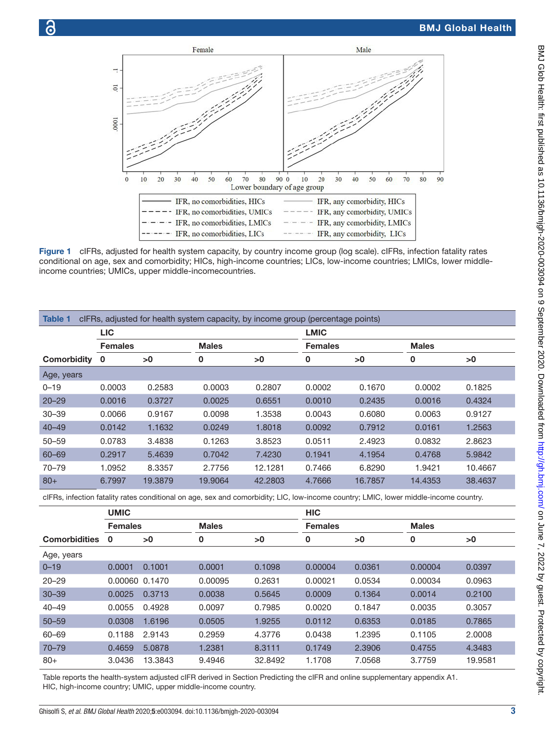**Figure 1** cIFRs, adjusted for health system capacity, by country income group (log scale). cIFRs, infection fatality rates conditional on age, sex and comorbidity; HICs, high-income countries; LICs, low-income countries; LMICs, lower middle-income countries; UMICs, upper middle-incomecountries.

**Table 1** cIFRs, adjusted for health system capacity, by income group (percentage points)

| | LIC | | | | LMIC | | | |
|---|---|---|---|---|---|---|---|---|
| | Females | | Males | | Females | | Males | |
| **Comorbidity** | 0 | >0 | 0 | >0 | 0 | >0 | 0 | >0 |
| Age, years | | | | | | | | |
| 0–19 | 0.0003 | 0.2583 | 0.0003 | 0.2807 | 0.0002 | 0.1670 | 0.0002 | 0.1825 |
| 20–29 | 0.0016 | 0.3727 | 0.0025 | 0.6551 | 0.0010 | 0.2435 | 0.0016 | 0.4324 |
| 30–39 | 0.0066 | 0.9167 | 0.0098 | 1.3538 | 0.0043 | 0.6080 | 0.0063 | 0.9127 |
| 40–49 | 0.0142 | 1.1632 | 0.0249 | 1.8018 | 0.0092 | 0.7912 | 0.0161 | 1.2563 |
| 50–59 | 0.0783 | 3.4838 | 0.1263 | 3.8523 | 0.0511 | 2.4923 | 0.0832 | 2.8623 |
| 60–69 | 0.2917 | 5.4639 | 0.7042 | 7.4230 | 0.1941 | 4.1954 | 0.4768 | 5.9842 |
| 70–79 | 1.0952 | 8.3357 | 2.7756 | 12.1281 | 0.7466 | 6.8290 | 1.9421 | 10.4667 |
| 80+ | 6.7997 | 19.3879 | 19.9064 | 42.2803 | 4.7666 | 16.7857 | 14.4353 | 38.4637 |

cIFRs, infection fatality rates conditional on age, sex and comorbidity; LIC, low-income country; LMIC, lower middle-income country.

| | UMIC | | | | HIC | | | |
|---|---|---|---|---|---|---|---|---|
| | Females | | Males | | Females | | Males | |
| **Comorbidities** | 0 | >0 | 0 | >0 | 0 | >0 | 0 | >0 |
| Age, years | | | | | | | | |
| 0–19 | 0.0001 | 0.1001 | 0.0001 | 0.1098 | 0.00004 | 0.0361 | 0.00004 | 0.0397 |
| 20–29 | 0.00060 | 0.1470 | 0.00095 | 0.2631 | 0.00021 | 0.0534 | 0.00034 | 0.0963 |
| 30–39 | 0.0025 | 0.3713 | 0.0038 | 0.5645 | 0.0009 | 0.1364 | 0.0014 | 0.2100 |
| 40–49 | 0.0055 | 0.4928 | 0.0097 | 0.7985 | 0.0020 | 0.1847 | 0.0035 | 0.3057 |
| 50–59 | 0.0308 | 1.6196 | 0.0505 | 1.9255 | 0.0112 | 0.6353 | 0.0185 | 0.7865 |
| 60–69 | 0.1188 | 2.9143 | 0.2959 | 4.3776 | 0.0438 | 1.2395 | 0.1105 | 2.0008 |
| 70–79 | 0.4659 | 5.0878 | 1.2381 | 8.3111 | 0.1749 | 2.3906 | 0.4755 | 4.3483 |
| 80+ | 3.0436 | 13.3843 | 9.4946 | 32.8492 | 1.1708 | 7.0568 | 3.7759 | 19.9581 |

Table reports the health-system adjusted cIFR derived in Section Predicting the cIFR and online supplementary appendix A1.
HIC, high-income country; UMIC, upper middle-income country.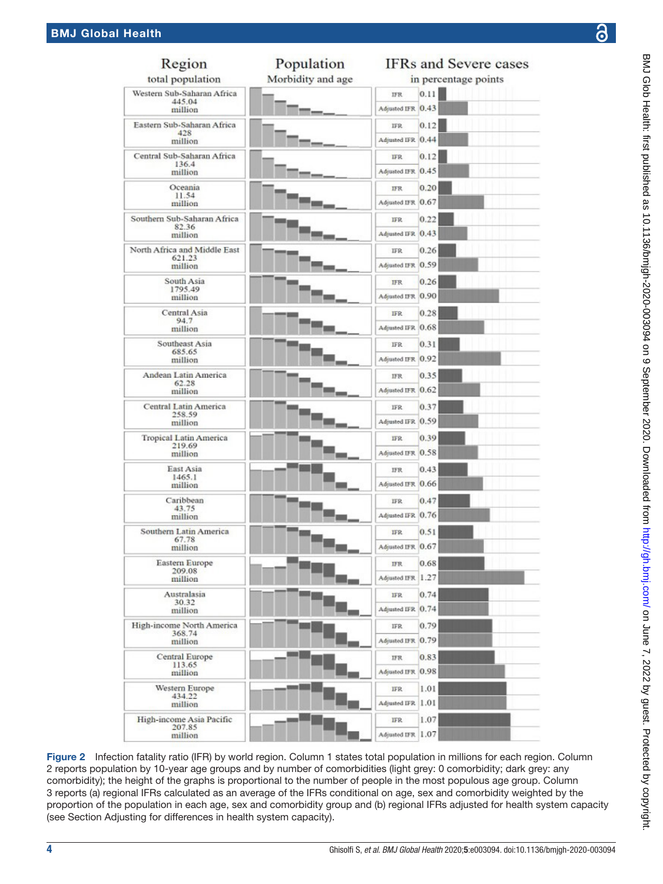| Region (total population) | IFR (percentage points) | Adjusted IFR (percentage points) |
|---|---|---|
| Western Sub-Saharan Africa, 445.04 million | 0.11 | 0.43 |
| Eastern Sub-Saharan Africa, 428 million | 0.12 | 0.44 |
| Central Sub-Saharan Africa, 136.4 million | 0.12 | 0.45 |
| Oceania, 11.54 million | 0.20 | 0.67 |
| Southern Sub-Saharan Africa, 82.36 million | 0.22 | 0.43 |
| North Africa and Middle East, 621.23 million | 0.26 | 0.59 |
| South Asia, 1795.49 million | 0.26 | 0.90 |
| Central Asia, 94.7 million | 0.28 | 0.68 |
| Southeast Asia, 685.65 million | 0.31 | 0.92 |
| Andean Latin America, 62.28 million | 0.35 | 0.62 |
| Central Latin America, 258.59 million | 0.37 | 0.59 |
| Tropical Latin America, 219.69 million | 0.39 | 0.58 |
| East Asia, 1465.1 million | 0.43 | 0.66 |
| Caribbean, 43.75 million | 0.47 | 0.76 |
| Southern Latin America, 67.78 million | 0.51 | 0.67 |
| Eastern Europe, 209.08 million | 0.68 | 1.27 |
| Australasia, 30.32 million | 0.74 | 0.74 |
| High-income North America, 368.74 million | 0.79 | 0.79 |
| Central Europe, 113.65 million | 0.83 | 0.98 |
| Western Europe, 434.22 million | 1.01 | 1.01 |
| High-income Asia Pacific, 207.85 million | 1.07 | 1.07 |

**Figure 2** Infection fatality ratio (IFR) by world region. Column 1 states total population in millions for each region. Column 2 reports population by 10-year age groups and by number of comorbidities (light grey: 0 comorbidity; dark grey: any comorbidity); the height of the graphs is proportional to the number of people in the most populous age group. Column 3 reports (a) regional IFRs calculated as an average of the IFRs conditional on age, sex and comorbidity weighted by the proportion of the population in each age, sex and comorbidity group and (b) regional IFRs adjusted for health system capacity (see Section Adjusting for differences in health system capacity).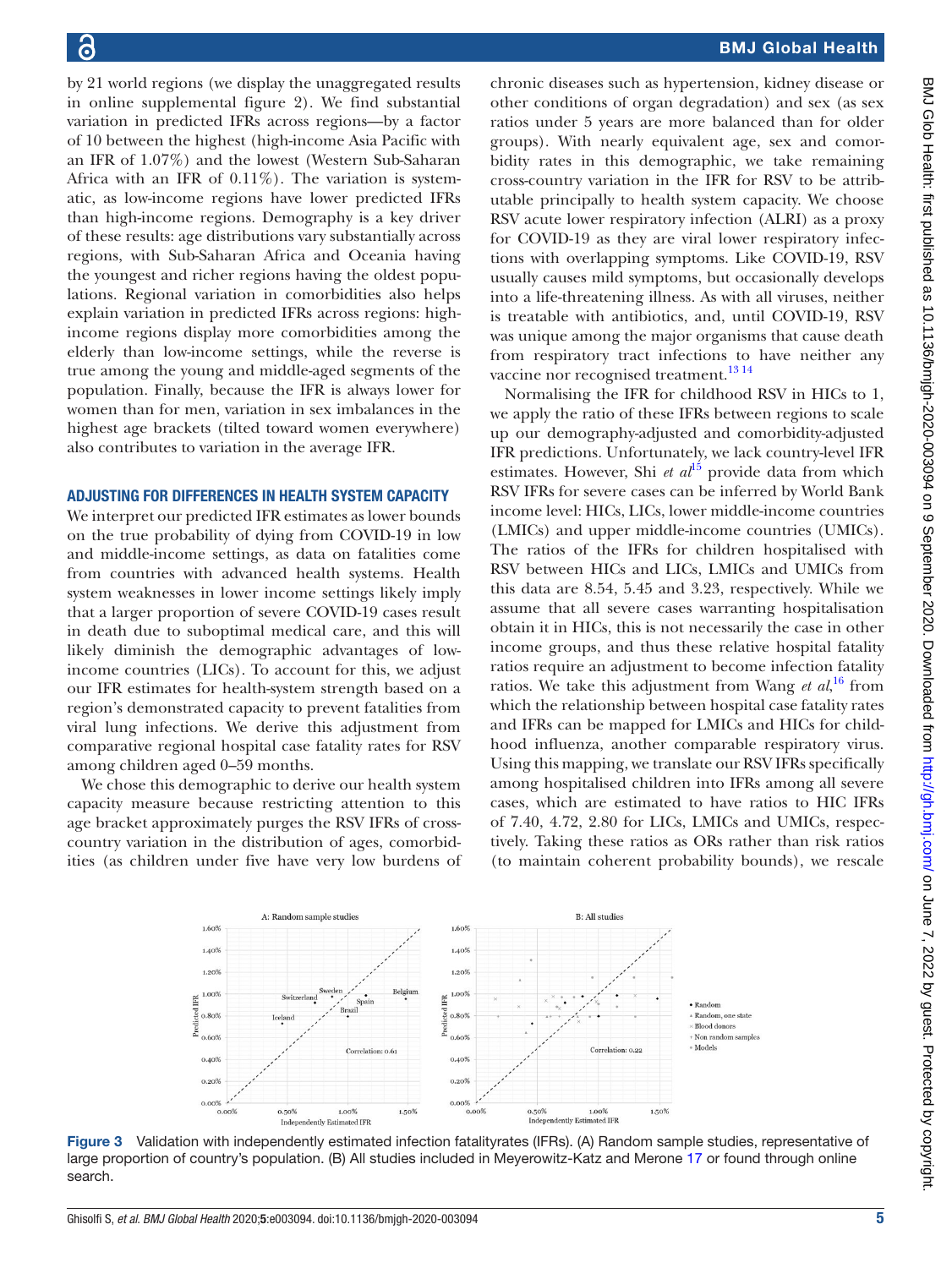by 21 world regions (we display the unaggregated results in online supplemental figure 2). We find substantial variation in predicted IFRs across regions—by a factor of 10 between the highest (high-income Asia Pacific with an IFR of 1.07%) and the lowest (Western Sub-Saharan Africa with an IFR of 0.11%). The variation is systematic, as low-income regions have lower predicted IFRs than high-income regions. Demography is a key driver of these results: age distributions vary substantially across regions, with Sub-Saharan Africa and Oceania having the youngest and richer regions having the oldest populations. Regional variation in comorbidities also helps explain variation in predicted IFRs across regions: high-income regions display more comorbidities among the elderly than low-income settings, while the reverse is true among the young and middle-aged segments of the population. Finally, because the IFR is always lower for women than for men, variation in sex imbalances in the highest age brackets (tilted toward women everywhere) also contributes to variation in the average IFR.

## ADJUSTING FOR DIFFERENCES IN HEALTH SYSTEM CAPACITY

We interpret our predicted IFR estimates as lower bounds on the true probability of dying from COVID-19 in low and middle-income settings, as data on fatalities come from countries with advanced health systems. Health system weaknesses in lower income settings likely imply that a larger proportion of severe COVID-19 cases result in death due to suboptimal medical care, and this will likely diminish the demographic advantages of low-income countries (LICs). To account for this, we adjust our IFR estimates for health-system strength based on a region's demonstrated capacity to prevent fatalities from viral lung infections. We derive this adjustment from comparative regional hospital case fatality rates for RSV among children aged 0–59 months.

We chose this demographic to derive our health system capacity measure because restricting attention to this age bracket approximately purges the RSV IFRs of cross-country variation in the distribution of ages, comorbidities (as children under five have very low burdens of chronic diseases such as hypertension, kidney disease or other conditions of organ degradation) and sex (as sex ratios under 5 years are more balanced than for older groups). With nearly equivalent age, sex and comorbidity rates in this demographic, we take remaining cross-country variation in the IFR for RSV to be attributable principally to health system capacity. We choose RSV acute lower respiratory infection (ALRI) as a proxy for COVID-19 as they are viral lower respiratory infections with overlapping symptoms. Like COVID-19, RSV usually causes mild symptoms, but occasionally develops into a life-threatening illness. As with all viruses, neither is treatable with antibiotics, and, until COVID-19, RSV was unique among the major organisms that cause death from respiratory tract infections to have neither any vaccine nor recognised treatment.[13,14]

Normalising the IFR for childhood RSV in HICs to 1, we apply the ratio of these IFRs between regions to scale up our demography-adjusted and comorbidity-adjusted IFR predictions. Unfortunately, we lack country-level IFR estimates. However, Shi *et al*[15] provide data from which RSV IFRs for severe cases can be inferred by World Bank income level: HICs, LICs, lower middle-income countries (LMICs) and upper middle-income countries (UMICs). The ratios of the IFRs for children hospitalised with RSV between HICs and LICs, LMICs and UMICs from this data are 8.54, 5.45 and 3.23, respectively. While we assume that all severe cases warranting hospitalisation obtain it in HICs, this is not necessarily the case in other income groups, and thus these relative hospital fatality ratios require an adjustment to become infection fatality ratios. We take this adjustment from Wang *et al*,[16] from which the relationship between hospital case fatality rates and IFRs can be mapped for LMICs and HICs for childhood influenza, another comparable respiratory virus. Using this mapping, we translate our RSV IFRs specifically among hospitalised children into IFRs among all severe cases, which are estimated to have ratios to HIC IFRs of 7.40, 4.72, 2.80 for LICs, LMICs and UMICs, respectively. Taking these ratios as ORs rather than risk ratios (to maintain coherent probability bounds), we rescale

Figure 3 Validation with independently estimated infection fatalityrates (IFRs). (A) Random sample studies, representative of large proportion of country's population. (B) All studies included in Meyerowitz-Katz and Merone 17 or found through online search.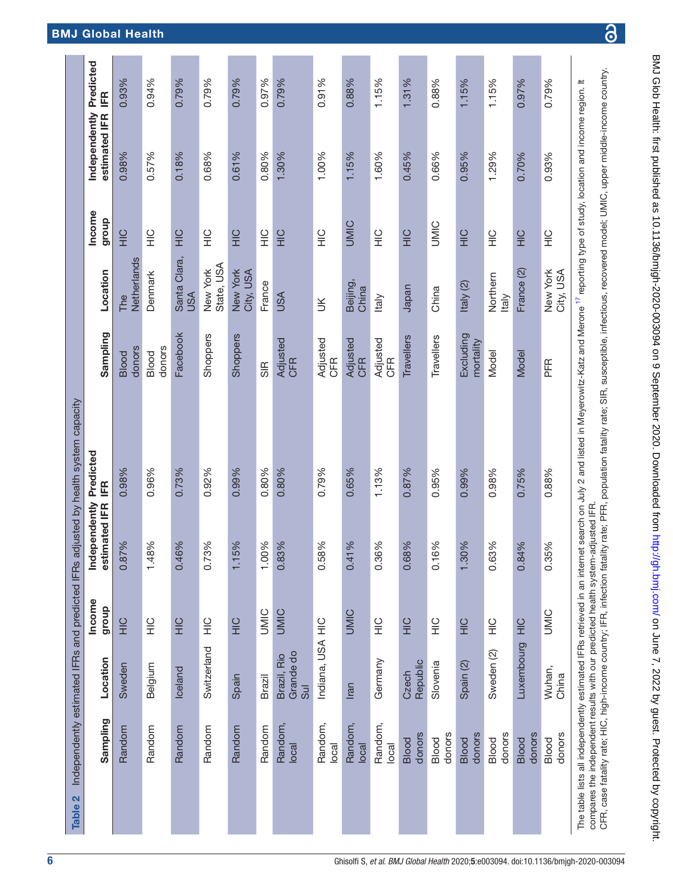**Table 2** Independently estimated IFRs and predicted IFRs adjusted by health system capacity

| Sampling | Location | Income group | Independently estimated IFR | Predicted IFR | Sampling | Location | Income group | Independently estimated IFR | Predicted IFR |
|---|---|---|---|---|---|---|---|---|---|
| Random | Sweden | HIC | 0.87% | 0.98% | Blood donors | The Netherlands | HIC | 0.98% | 0.93% |
| Random | Belgium | HIC | 1.48% | 0.96% | Blood donors | Denmark | HIC | 0.57% | 0.94% |
| Random | Iceland | HIC | 0.46% | 0.73% | Facebook | Santa Clara, USA | HIC | 0.18% | 0.79% |
| Random | Switzerland | HIC | 0.73% | 0.92% | Shoppers | New York State, USA | HIC | 0.68% | 0.79% |
| Random | Spain | HIC | 1.15% | 0.99% | Shoppers | New York City, USA | HIC | 0.61% | 0.79% |
| Random | Brazil | UMIC | 1.00% | 0.80% | SIR | France | HIC | 0.80% | 0.97% |
| Random, local | Brazil, Rio Grande do Sul | UMIC | 0.83% | 0.80% | Adjusted CFR | USA | HIC | 1.30% | 0.79% |
| Random, local | Indiana, USA | HIC | 0.58% | 0.79% | Adjusted CFR | UK | HIC | 1.00% | 0.91% |
| Random, local | Iran | UMIC | 0.41% | 0.65% | Adjusted CFR | Beijing, China | UMIC | 1.15% | 0.88% |
| Random, local | Germany | HIC | 0.36% | 1.13% | Adjusted CFR | Italy | HIC | 1.60% | 1.15% |
| Blood donors | Czech Republic | HIC | 0.68% | 0.87% | Travellers | Japan | HIC | 0.45% | 1.31% |
| Blood donors | Slovenia | HIC | 0.16% | 0.95% | Travellers | China | UMIC | 0.66% | 0.88% |
| Blood donors | Spain (2) | HIC | 1.30% | 0.99% | Excluding mortality | Italy (2) | HIC | 0.95% | 1.15% |
| Blood donors | Sweden (2) | HIC | 0.63% | 0.98% | Model | Northern Italy | HIC | 1.29% | 1.15% |
| Blood donors | Luxembourg | HIC | 0.84% | 0.75% | Model | France (2) | HIC | 0.70% | 0.97% |
| Blood donors | Wuhan, China | UMIC | 0.35% | 0.88% | PFR | New York City, USA | HIC | 0.93% | 0.79% |

The table lists all independently estimated IFRs retrieved in an internet search on July 2 and listed in Meyerowitz-Katz and Merone[17] reporting type of study, location and income region. It compares the independent results with our predicted health system-adjusted IFR.

CFR, case fatality rate; HIC, high-income country; IFR, infection fatality rate; PFR, population fatality rate; SIR, susceptible, infectious, recovered model; UMIC, upper middle-income country.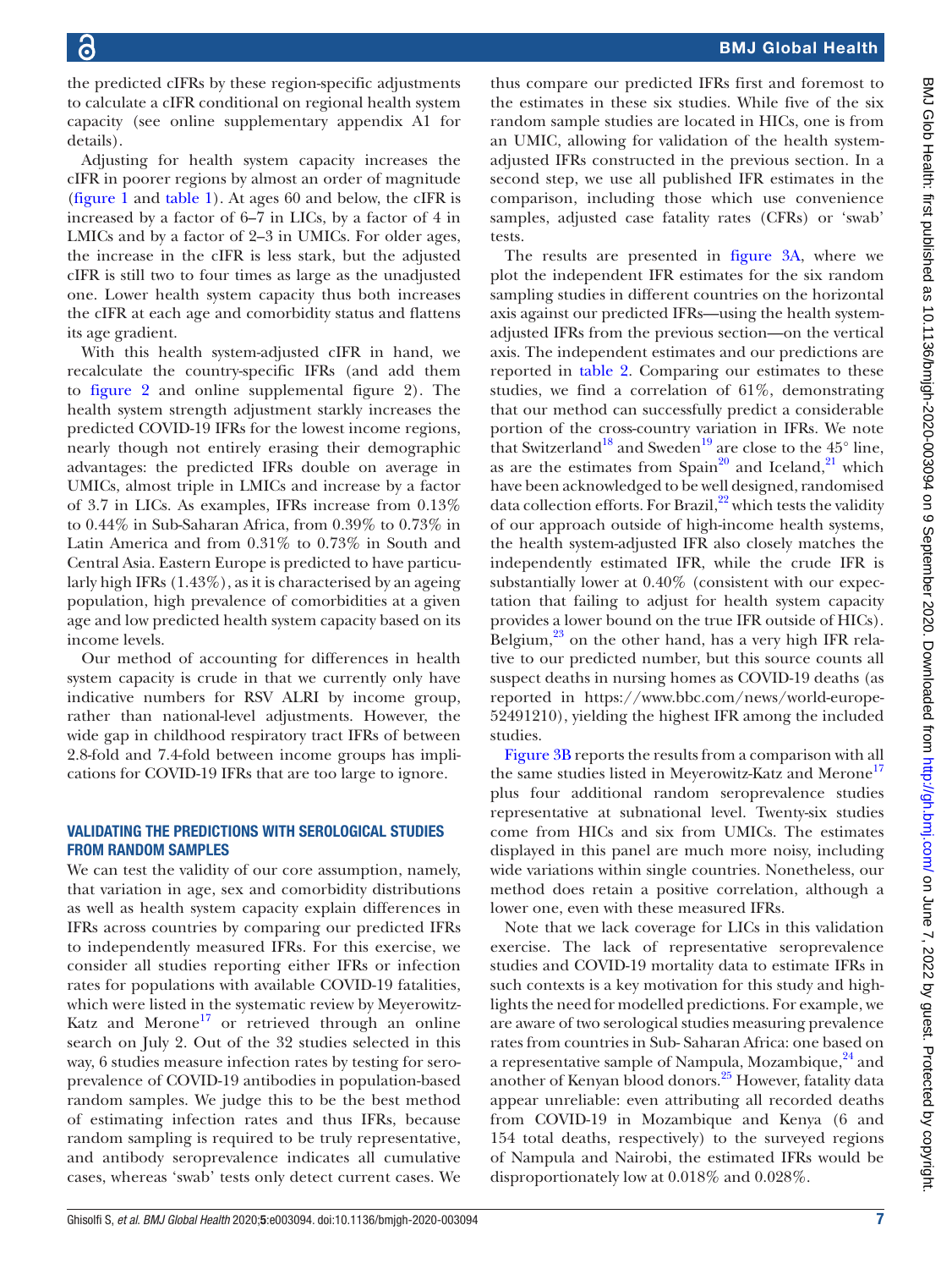the predicted cIFRs by these region-specific adjustments to calculate a cIFR conditional on regional health system capacity (see online supplementary appendix A1 for details).

Adjusting for health system capacity increases the cIFR in poorer regions by almost an order of magnitude (figure 1 and table 1). At ages 60 and below, the cIFR is increased by a factor of 6–7 in LICs, by a factor of 4 in LMICs and by a factor of 2–3 in UMICs. For older ages, the increase in the cIFR is less stark, but the adjusted cIFR is still two to four times as large as the unadjusted one. Lower health system capacity thus both increases the cIFR at each age and comorbidity status and flattens its age gradient.

With this health system-adjusted cIFR in hand, we recalculate the country-specific IFRs (and add them to figure 2 and online supplemental figure 2). The health system strength adjustment starkly increases the predicted COVID-19 IFRs for the lowest income regions, nearly though not entirely erasing their demographic advantages: the predicted IFRs double on average in UMICs, almost triple in LMICs and increase by a factor of 3.7 in LICs. As examples, IFRs increase from 0.13% to 0.44% in Sub-Saharan Africa, from 0.39% to 0.73% in Latin America and from 0.31% to 0.73% in South and Central Asia. Eastern Europe is predicted to have particularly high IFRs (1.43%), as it is characterised by an ageing population, high prevalence of comorbidities at a given age and low predicted health system capacity based on its income levels.

Our method of accounting for differences in health system capacity is crude in that we currently only have indicative numbers for RSV ALRI by income group, rather than national-level adjustments. However, the wide gap in childhood respiratory tract IFRs of between 2.8-fold and 7.4-fold between income groups has implications for COVID-19 IFRs that are too large to ignore.

## VALIDATING THE PREDICTIONS WITH SEROLOGICAL STUDIES FROM RANDOM SAMPLES

We can test the validity of our core assumption, namely, that variation in age, sex and comorbidity distributions as well as health system capacity explain differences in IFRs across countries by comparing our predicted IFRs to independently measured IFRs. For this exercise, we consider all studies reporting either IFRs or infection rates for populations with available COVID-19 fatalities, which were listed in the systematic review by Meyerowitz-Katz and Merone[17] or retrieved through an online search on July 2. Out of the 32 studies selected in this way, 6 studies measure infection rates by testing for seroprevalence of COVID-19 antibodies in population-based random samples. We judge this to be the best method of estimating infection rates and thus IFRs, because random sampling is required to be truly representative, and antibody seroprevalence indicates all cumulative cases, whereas 'swab' tests only detect current cases. We thus compare our predicted IFRs first and foremost to the estimates in these six studies. While five of the six random sample studies are located in HICs, one is from an UMIC, allowing for validation of the health system-adjusted IFRs constructed in the previous section. In a second step, we use all published IFR estimates in the comparison, including those which use convenience samples, adjusted case fatality rates (CFRs) or 'swab' tests.

The results are presented in figure 3A, where we plot the independent IFR estimates for the six random sampling studies in different countries on the horizontal axis against our predicted IFRs—using the health system-adjusted IFRs from the previous section—on the vertical axis. The independent estimates and our predictions are reported in table 2. Comparing our estimates to these studies, we find a correlation of 61%, demonstrating that our method can successfully predict a considerable portion of the cross-country variation in IFRs. We note that Switzerland[18] and Sweden[19] are close to the 45° line, as are the estimates from Spain[20] and Iceland,[21] which have been acknowledged to be well designed, randomised data collection efforts. For Brazil,[22] which tests the validity of our approach outside of high-income health systems, the health system-adjusted IFR also closely matches the independently estimated IFR, while the crude IFR is substantially lower at 0.40% (consistent with our expectation that failing to adjust for health system capacity provides a lower bound on the true IFR outside of HICs). Belgium,[23] on the other hand, has a very high IFR relative to our predicted number, but this source counts all suspect deaths in nursing homes as COVID-19 deaths (as reported in https://www.bbc.com/news/world-europe-52491210), yielding the highest IFR among the included studies.

Figure 3B reports the results from a comparison with all the same studies listed in Meyerowitz-Katz and Merone[17] plus four additional random seroprevalence studies representative at subnational level. Twenty-six studies come from HICs and six from UMICs. The estimates displayed in this panel are much more noisy, including wide variations within single countries. Nonetheless, our method does retain a positive correlation, although a lower one, even with these measured IFRs.

Note that we lack coverage for LICs in this validation exercise. The lack of representative seroprevalence studies and COVID-19 mortality data to estimate IFRs in such contexts is a key motivation for this study and highlights the need for modelled predictions. For example, we are aware of two serological studies measuring prevalence rates from countries in Sub- Saharan Africa: one based on a representative sample of Nampula, Mozambique,[24] and another of Kenyan blood donors.[25] However, fatality data appear unreliable: even attributing all recorded deaths from COVID-19 in Mozambique and Kenya (6 and 154 total deaths, respectively) to the surveyed regions of Nampula and Nairobi, the estimated IFRs would be disproportionately low at 0.018% and 0.028%.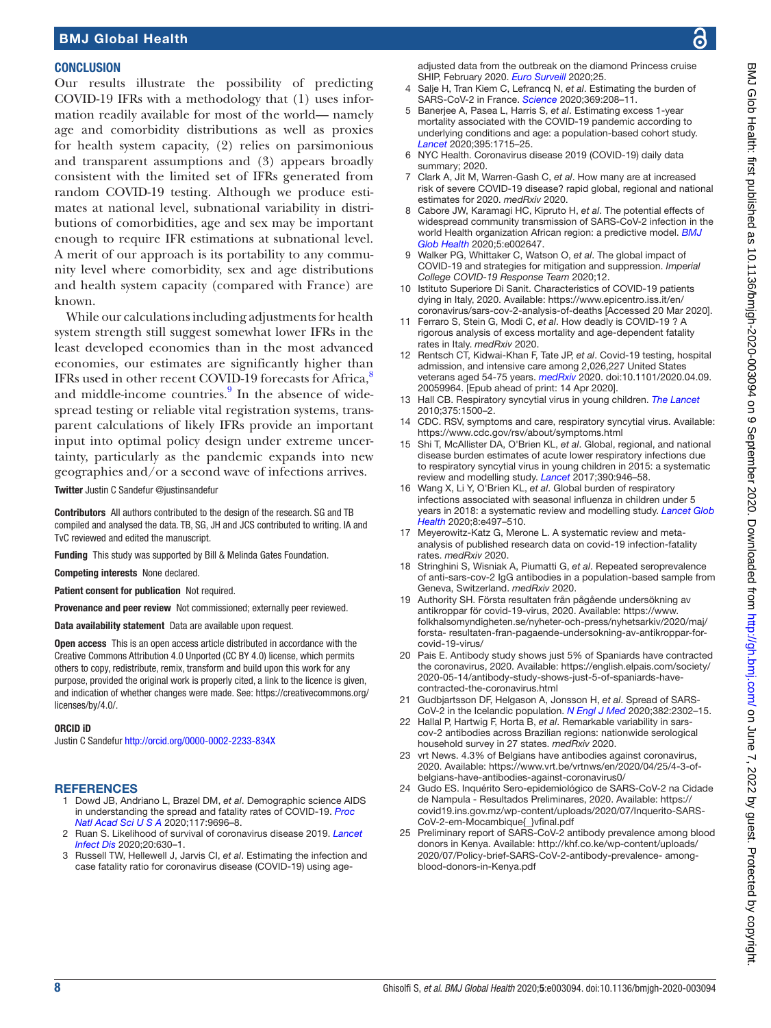## CONCLUSION

Our results illustrate the possibility of predicting COVID-19 IFRs with a methodology that (1) uses information readily available for most of the world— namely age and comorbidity distributions as well as proxies for health system capacity, (2) relies on parsimonious and transparent assumptions and (3) appears broadly consistent with the limited set of IFRs generated from random COVID-19 testing. Although we produce estimates at national level, subnational variability in distributions of comorbidities, age and sex may be important enough to require IFR estimations at subnational level. A merit of our approach is its portability to any community level where comorbidity, sex and age distributions and health system capacity (compared with France) are known.

While our calculations including adjustments for health system strength still suggest somewhat lower IFRs in the least developed economies than in the most advanced economies, our estimates are significantly higher than IFRs used in other recent COVID-19 forecasts for Africa,[8] and middle-income countries.[9] In the absence of widespread testing or reliable vital registration systems, transparent calculations of likely IFRs provide an important input into optimal policy design under extreme uncertainty, particularly as the pandemic expands into new geographies and/or a second wave of infections arrives.

**Twitter** Justin C Sandefur @justinsandefur

**Contributors** All authors contributed to the design of the research. SG and TB compiled and analysed the data. TB, SG, JH and JCS contributed to writing. IA and TvC reviewed and edited the manuscript.

**Funding** This study was supported by Bill & Melinda Gates Foundation.

**Competing interests** None declared.

**Patient consent for publication** Not required.

**Provenance and peer review** Not commissioned; externally peer reviewed.

**Data availability statement** Data are available upon request.

**Open access** This is an open access article distributed in accordance with the Creative Commons Attribution 4.0 Unported (CC BY 4.0) license, which permits others to copy, redistribute, remix, transform and build upon this work for any purpose, provided the original work is properly cited, a link to the licence is given, and indication of whether changes were made. See: https://creativecommons.org/licenses/by/4.0/.

### ORCID iD

Justin C Sandefur http://orcid.org/0000-0002-2233-834X

## REFERENCES

1. Dowd JB, Andriano L, Brazel DM, *et al*. Demographic science AIDS in understanding the spread and fatality rates of COVID-19. *Proc Natl Acad Sci U S A* 2020;117:9696–8.
2. Ruan S. Likelihood of survival of coronavirus disease 2019. *Lancet Infect Dis* 2020;20:630–1.
3. Russell TW, Hellewell J, Jarvis CI, *et al*. Estimating the infection and case fatality ratio for coronavirus disease (COVID-19) using age-adjusted data from the outbreak on the diamond Princess cruise SHIP, February 2020. *Euro Surveill* 2020;25.
4. Salje H, Tran Kiem C, Lefrancq N, *et al*. Estimating the burden of SARS-CoV-2 in France. *Science* 2020;369:208–11.
5. Banerjee A, Pasea L, Harris S, *et al*. Estimating excess 1-year mortality associated with the COVID-19 pandemic according to underlying conditions and age: a population-based cohort study. *Lancet* 2020;395:1715–25.
6. NYC Health. Coronavirus disease 2019 (COVID-19) daily data summary; 2020.
7. Clark A, Jit M, Warren-Gash C, *et al*. How many are at increased risk of severe COVID-19 disease? rapid global, regional and national estimates for 2020. *medRxiv* 2020.
8. Cabore JW, Karamagi HC, Kipruto H, *et al*. The potential effects of widespread community transmission of SARS-CoV-2 infection in the world Health organization African region: a predictive model. *BMJ Glob Health* 2020;5:e002647.
9. Walker PG, Whittaker C, Watson O, *et al*. The global impact of COVID-19 and strategies for mitigation and suppression. *Imperial College COVID-19 Response Team* 2020;12.
10. Istituto Superiore Di Sanit. Characteristics of COVID-19 patients dying in Italy, 2020. Available: https://www.epicentro.iss.it/en/coronavirus/sars-cov-2-analysis-of-deaths [Accessed 20 Mar 2020].
11. Ferraro S, Stein G, Modi C, *et al*. How deadly is COVID-19 ? A rigorous analysis of excess mortality and age-dependent fatality rates in Italy. *medRxiv* 2020.
12. Rentsch CT, Kidwai-Khan F, Tate JP, *et al*. Covid-19 testing, hospital admission, and intensive care among 2,026,227 United States veterans aged 54-75 years. *medRxiv* 2020. doi:10.1101/2020.04.09.20059964. [Epub ahead of print: 14 Apr 2020].
13. Hall CB. Respiratory syncytial virus in young children. *The Lancet* 2010;375:1500–2.
14. CDC. RSV, symptoms and care, respiratory syncytial virus. Available: https://www.cdc.gov/rsv/about/symptoms.html
15. Shi T, McAllister DA, O'Brien KL, *et al*. Global, regional, and national disease burden estimates of acute lower respiratory infections due to respiratory syncytial virus in young children in 2015: a systematic review and modelling study. *Lancet* 2017;390:946–58.
16. Wang X, Li Y, O'Brien KL, *et al*. Global burden of respiratory infections associated with seasonal influenza in children under 5 years in 2018: a systematic review and modelling study. *Lancet Glob Health* 2020;8:e497–510.
17. Meyerowitz-Katz G, Merone L. A systematic review and meta-analysis of published research data on covid-19 infection-fatality rates. *medRxiv* 2020.
18. Stringhini S, Wisniak A, Piumatti G, *et al*. Repeated seroprevalence of anti-sars-cov-2 IgG antibodies in a population-based sample from Geneva, Switzerland. *medRxiv* 2020.
19. Authority SH. Första resultaten från pågående undersökning av antikroppar för covid-19-virus, 2020. Available: https://www.folkhalsomyndigheten.se/nyheter-och-press/nyhetsarkiv/2020/maj/forsta- resultaten-fran-pagaende-undersokning-av-antikroppar-for-covid-19-virus/
20. Pais E. Antibody study shows just 5% of Spaniards have contracted the coronavirus, 2020. Available: https://english.elpais.com/society/2020-05-14/antibody-study-shows-just-5-of-spaniards-have-contracted-the-coronavirus.html
21. Gudbjartsson DF, Helgason A, Jonsson H, *et al*. Spread of SARS-CoV-2 in the Icelandic population. *N Engl J Med* 2020;382:2302–15.
22. Hallal P, Hartwig F, Horta B, *et al*. Remarkable variability in sars-cov-2 antibodies across Brazilian regions: nationwide serological household survey in 27 states. *medRxiv* 2020.
23. vrt News. 4.3% of Belgians have antibodies against coronavirus, 2020. Available: https://www.vrt.be/vrtnws/en/2020/04/25/4-3-of-belgians-have-antibodies-against-coronavirus0/
24. Gudo ES. Inquérito Sero-epidemiológico de SARS-CoV-2 na Cidade de Nampula - Resultados Preliminares, 2020. Available: https://covid19.ins.gov.mz/wp-content/uploads/2020/07/Inquerito-SARS-CoV-2-em-Mocambique{_}vfinal.pdf
25. Preliminary report of SARS-CoV-2 antibody prevalence among blood donors in Kenya. Available: http://khf.co.ke/wp-content/uploads/2020/07/Policy-brief-SARS-CoV-2-antibody-prevalence- among-blood-donors-in-Kenya.pdf